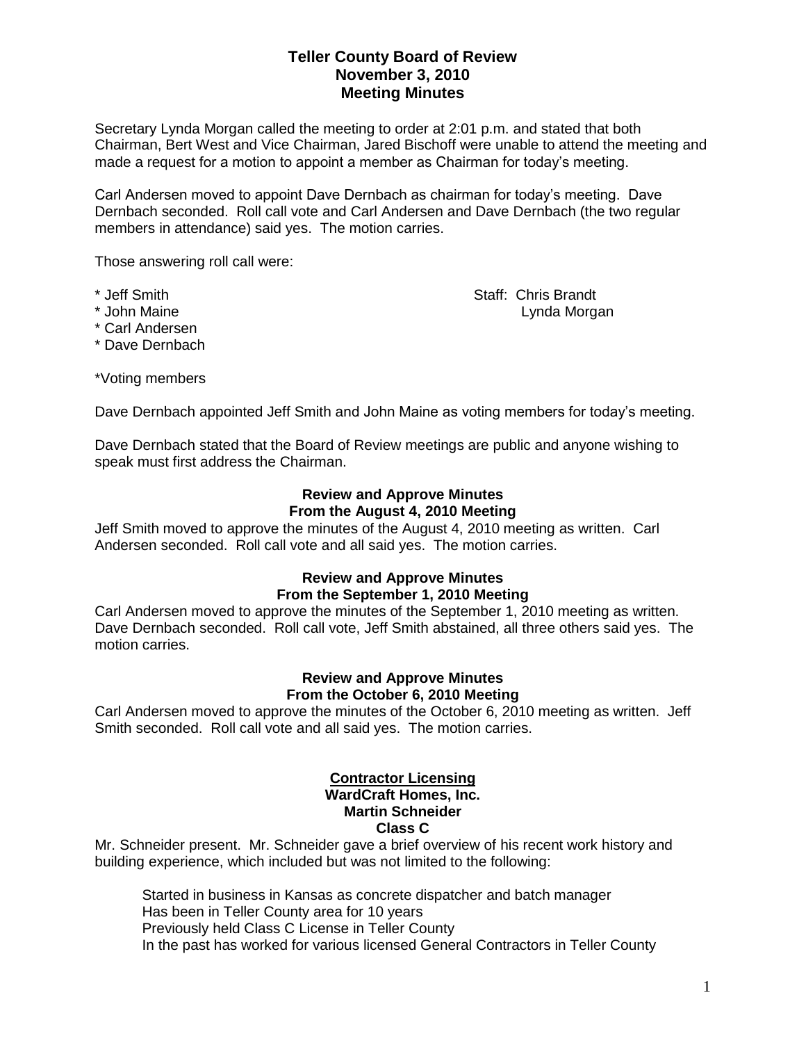# Teller County Board of Review
## November 3, 2010
## Meeting Minutes

Secretary Lynda Morgan called the meeting to order at 2:01 p.m. and stated that both Chairman, Bert West and Vice Chairman, Jared Bischoff were unable to attend the meeting and made a request for a motion to appoint a member as Chairman for today's meeting.

Carl Andersen moved to appoint Dave Dernbach as chairman for today's meeting. Dave Dernbach seconded. Roll call vote and Carl Andersen and Dave Dernbach (the two regular members in attendance) said yes. The motion carries.

Those answering roll call were:

* Jeff Smith
* John Maine
* Carl Andersen
* Dave Dernbach

Staff: Chris Brandt
Lynda Morgan

*Voting members

Dave Dernbach appointed Jeff Smith and John Maine as voting members for today's meeting.

Dave Dernbach stated that the Board of Review meetings are public and anyone wishing to speak must first address the Chairman.

### Review and Approve Minutes From the August 4, 2010 Meeting

Jeff Smith moved to approve the minutes of the August 4, 2010 meeting as written. Carl Andersen seconded. Roll call vote and all said yes. The motion carries.

### Review and Approve Minutes From the September 1, 2010 Meeting

Carl Andersen moved to approve the minutes of the September 1, 2010 meeting as written. Dave Dernbach seconded. Roll call vote, Jeff Smith abstained, all three others said yes. The motion carries.

### Review and Approve Minutes From the October 6, 2010 Meeting

Carl Andersen moved to approve the minutes of the October 6, 2010 meeting as written. Jeff Smith seconded. Roll call vote and all said yes. The motion carries.

### Contractor Licensing
### WardCraft Homes, Inc.
### Martin Schneider
### Class C

Mr. Schneider present. Mr. Schneider gave a brief overview of his recent work history and building experience, which included but was not limited to the following:

Started in business in Kansas as concrete dispatcher and batch manager
Has been in Teller County area for 10 years
Previously held Class C License in Teller County
In the past has worked for various licensed General Contractors in Teller County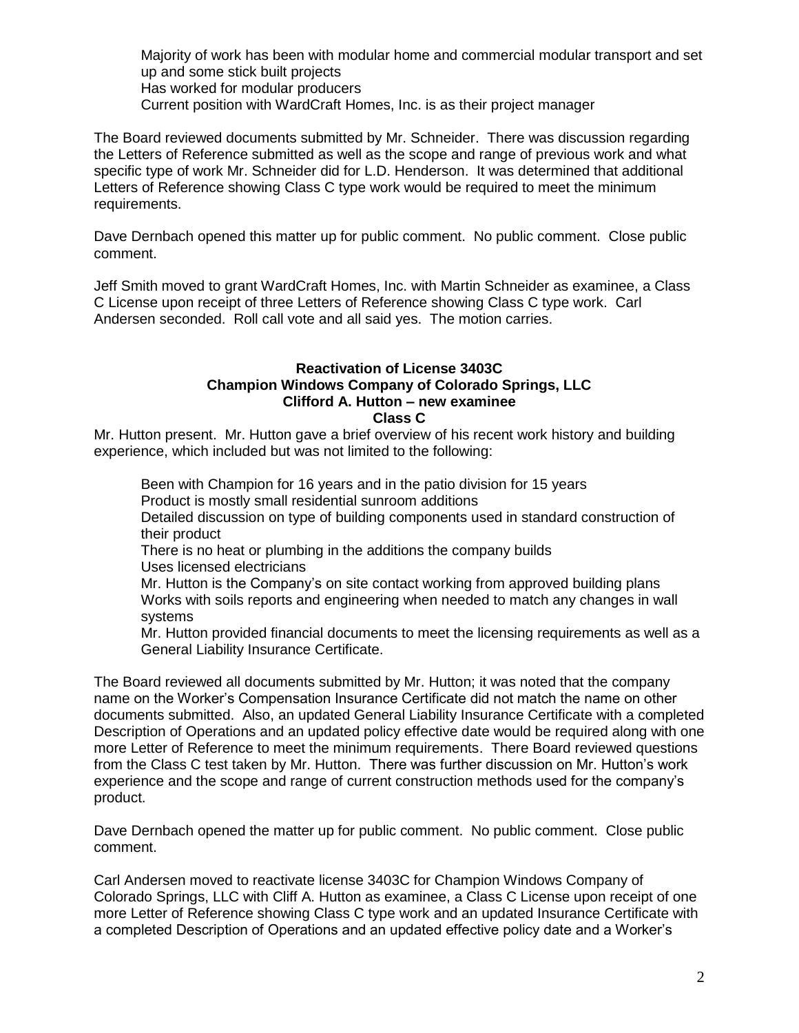Majority of work has been with modular home and commercial modular transport and set up and some stick built projects
Has worked for modular producers
Current position with WardCraft Homes, Inc. is as their project manager

The Board reviewed documents submitted by Mr. Schneider. There was discussion regarding the Letters of Reference submitted as well as the scope and range of previous work and what specific type of work Mr. Schneider did for L.D. Henderson. It was determined that additional Letters of Reference showing Class C type work would be required to meet the minimum requirements.

Dave Dernbach opened this matter up for public comment. No public comment. Close public comment.

Jeff Smith moved to grant WardCraft Homes, Inc. with Martin Schneider as examinee, a Class C License upon receipt of three Letters of Reference showing Class C type work. Carl Andersen seconded. Roll call vote and all said yes. The motion carries.

**Reactivation of License 3403C**
**Champion Windows Company of Colorado Springs, LLC**
**Clifford A. Hutton – new examinee**
**Class C**

Mr. Hutton present. Mr. Hutton gave a brief overview of his recent work history and building experience, which included but was not limited to the following:

Been with Champion for 16 years and in the patio division for 15 years
Product is mostly small residential sunroom additions
Detailed discussion on type of building components used in standard construction of their product
There is no heat or plumbing in the additions the company builds
Uses licensed electricians
Mr. Hutton is the Company's on site contact working from approved building plans
Works with soils reports and engineering when needed to match any changes in wall systems
Mr. Hutton provided financial documents to meet the licensing requirements as well as a General Liability Insurance Certificate.

The Board reviewed all documents submitted by Mr. Hutton; it was noted that the company name on the Worker's Compensation Insurance Certificate did not match the name on other documents submitted. Also, an updated General Liability Insurance Certificate with a completed Description of Operations and an updated policy effective date would be required along with one more Letter of Reference to meet the minimum requirements. There Board reviewed questions from the Class C test taken by Mr. Hutton. There was further discussion on Mr. Hutton's work experience and the scope and range of current construction methods used for the company's product.

Dave Dernbach opened the matter up for public comment. No public comment. Close public comment.

Carl Andersen moved to reactivate license 3403C for Champion Windows Company of Colorado Springs, LLC with Cliff A. Hutton as examinee, a Class C License upon receipt of one more Letter of Reference showing Class C type work and an updated Insurance Certificate with a completed Description of Operations and an updated effective policy date and a Worker's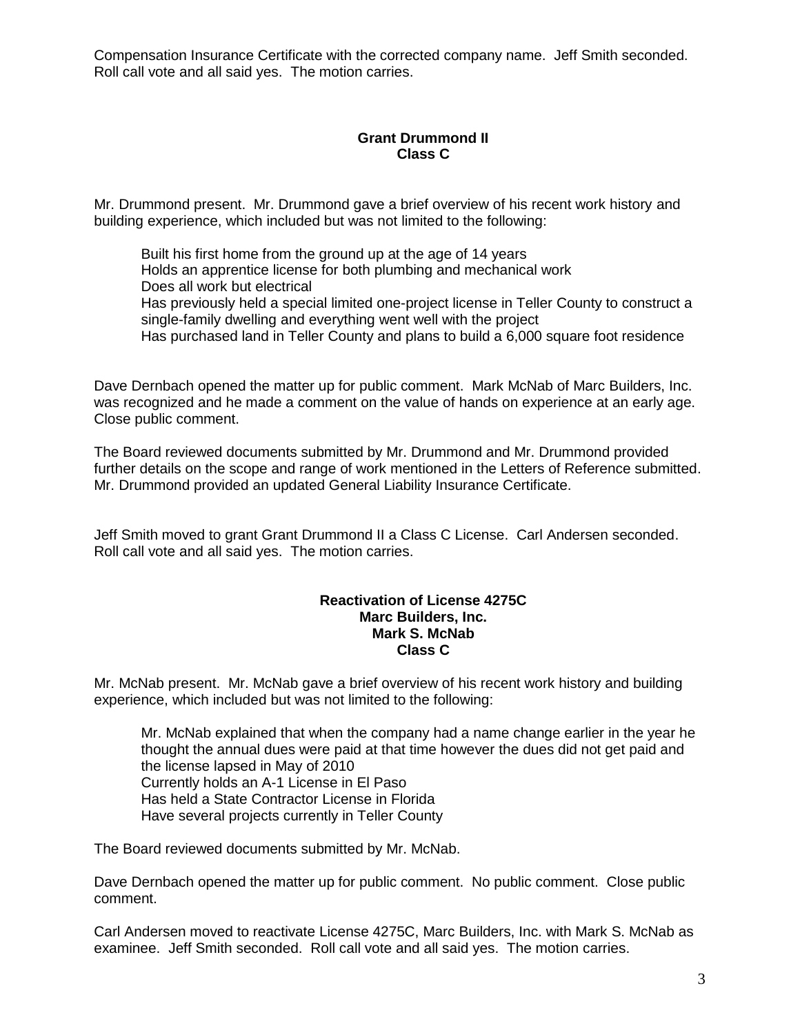Compensation Insurance Certificate with the corrected company name. Jeff Smith seconded. Roll call vote and all said yes. The motion carries.

**Grant Drummond II**
**Class C**

Mr. Drummond present. Mr. Drummond gave a brief overview of his recent work history and building experience, which included but was not limited to the following:

- Built his first home from the ground up at the age of 14 years
- Holds an apprentice license for both plumbing and mechanical work
- Does all work but electrical
- Has previously held a special limited one-project license in Teller County to construct a single-family dwelling and everything went well with the project
- Has purchased land in Teller County and plans to build a 6,000 square foot residence

Dave Dernbach opened the matter up for public comment. Mark McNab of Marc Builders, Inc. was recognized and he made a comment on the value of hands on experience at an early age. Close public comment.

The Board reviewed documents submitted by Mr. Drummond and Mr. Drummond provided further details on the scope and range of work mentioned in the Letters of Reference submitted. Mr. Drummond provided an updated General Liability Insurance Certificate.

Jeff Smith moved to grant Grant Drummond II a Class C License. Carl Andersen seconded. Roll call vote and all said yes. The motion carries.

**Reactivation of License 4275C**
**Marc Builders, Inc.**
**Mark S. McNab**
**Class C**

Mr. McNab present. Mr. McNab gave a brief overview of his recent work history and building experience, which included but was not limited to the following:

- Mr. McNab explained that when the company had a name change earlier in the year he thought the annual dues were paid at that time however the dues did not get paid and the license lapsed in May of 2010
- Currently holds an A-1 License in El Paso
- Has held a State Contractor License in Florida
- Have several projects currently in Teller County

The Board reviewed documents submitted by Mr. McNab.

Dave Dernbach opened the matter up for public comment. No public comment. Close public comment.

Carl Andersen moved to reactivate License 4275C, Marc Builders, Inc. with Mark S. McNab as examinee. Jeff Smith seconded. Roll call vote and all said yes. The motion carries.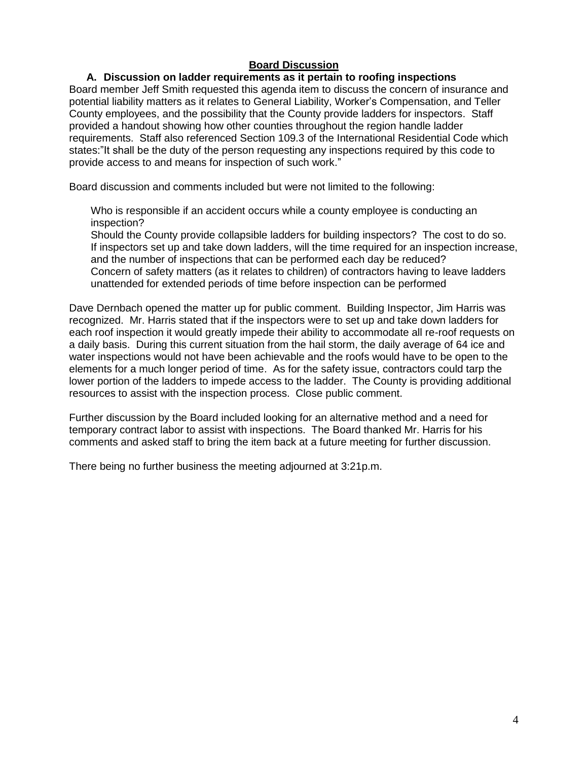## Board Discussion

### A. Discussion on ladder requirements as it pertain to roofing inspections

Board member Jeff Smith requested this agenda item to discuss the concern of insurance and potential liability matters as it relates to General Liability, Worker's Compensation, and Teller County employees, and the possibility that the County provide ladders for inspectors. Staff provided a handout showing how other counties throughout the region handle ladder requirements. Staff also referenced Section 109.3 of the International Residential Code which states:"It shall be the duty of the person requesting any inspections required by this code to provide access to and means for inspection of such work."

Board discussion and comments included but were not limited to the following:

Who is responsible if an accident occurs while a county employee is conducting an inspection?
Should the County provide collapsible ladders for building inspectors? The cost to do so.
If inspectors set up and take down ladders, will the time required for an inspection increase, and the number of inspections that can be performed each day be reduced?
Concern of safety matters (as it relates to children) of contractors having to leave ladders unattended for extended periods of time before inspection can be performed

Dave Dernbach opened the matter up for public comment. Building Inspector, Jim Harris was recognized. Mr. Harris stated that if the inspectors were to set up and take down ladders for each roof inspection it would greatly impede their ability to accommodate all re-roof requests on a daily basis. During this current situation from the hail storm, the daily average of 64 ice and water inspections would not have been achievable and the roofs would have to be open to the elements for a much longer period of time. As for the safety issue, contractors could tarp the lower portion of the ladders to impede access to the ladder. The County is providing additional resources to assist with the inspection process. Close public comment.

Further discussion by the Board included looking for an alternative method and a need for temporary contract labor to assist with inspections. The Board thanked Mr. Harris for his comments and asked staff to bring the item back at a future meeting for further discussion.

There being no further business the meeting adjourned at 3:21p.m.